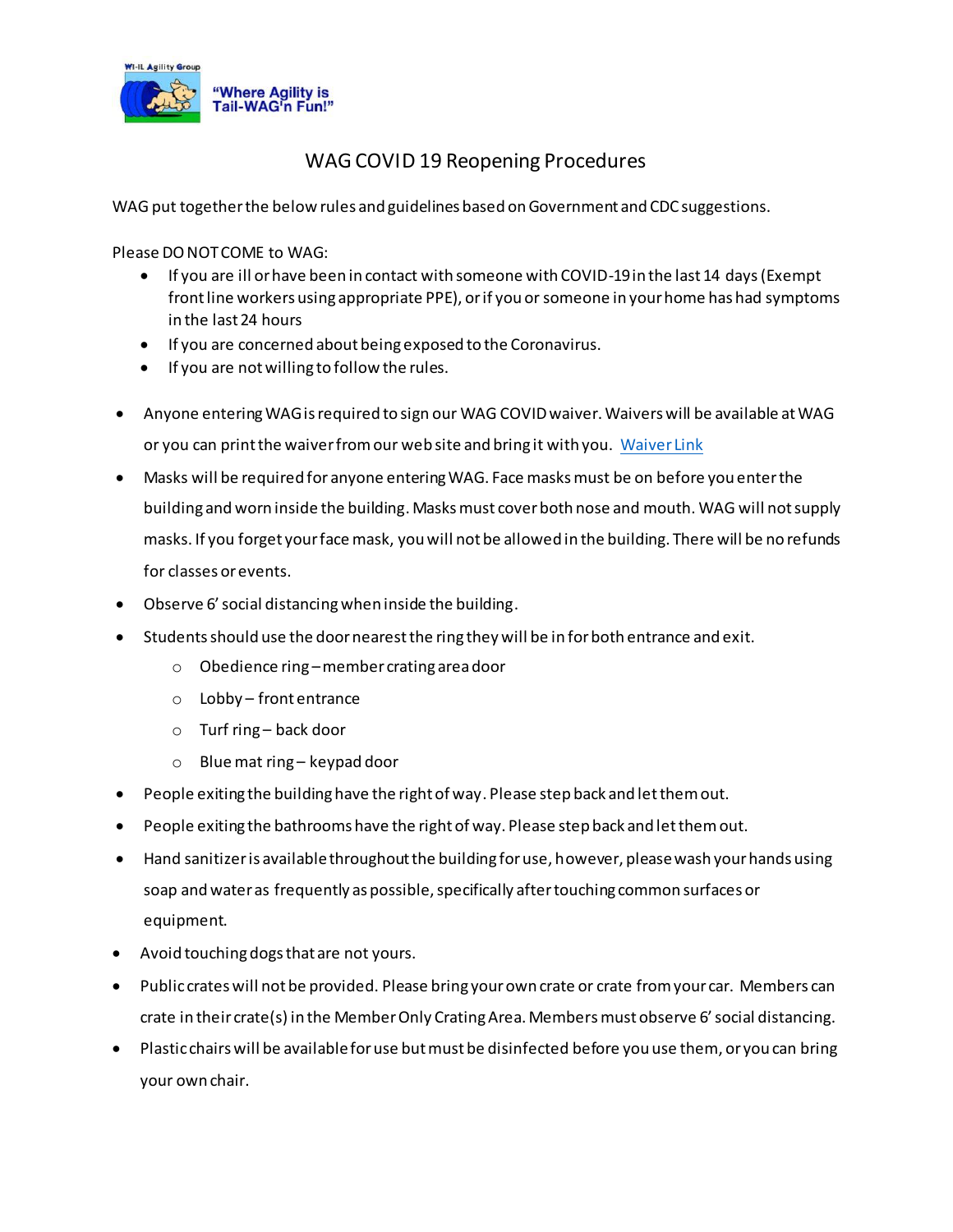WI-IL Agility Group

"Where Agility is Tail-WAG'n Fun!"

# WAG COVID 19 Reopening Procedures

WAG put together the below rules and guidelines based on Government and CDC suggestions.

Please DO NOT COME to WAG:

- If you are ill or have been in contact with someone with COVID-19 in the last 14 days (Exempt front line workers using appropriate PPE), or if you or someone in your home has had symptoms in the last 24 hours
- If you are concerned about being exposed to the Coronavirus.
- If you are not willing to follow the rules.

- Anyone entering WAG is required to sign our WAG COVID waiver. Waivers will be available at WAG or you can print the waiver from our web site and bring it with you. Waiver Link
- Masks will be required for anyone entering WAG. Face masks must be on before you enter the building and worn inside the building. Masks must cover both nose and mouth. WAG will not supply masks. If you forget your face mask, you will not be allowed in the building. There will be no refunds for classes or events.
- Observe 6' social distancing when inside the building.
- Students should use the door nearest the ring they will be in for both entrance and exit.
  - Obedience ring – member crating area door
  - Lobby – front entrance
  - Turf ring – back door
  - Blue mat ring – keypad door
- People exiting the building have the right of way. Please step back and let them out.
- People exiting the bathrooms have the right of way. Please step back and let them out.
- Hand sanitizer is available throughout the building for use, however, please wash your hands using soap and water as frequently as possible, specifically after touching common surfaces or equipment.
- Avoid touching dogs that are not yours.
- Public crates will not be provided. Please bring your own crate or crate from your car. Members can crate in their crate(s) in the Member Only Crating Area. Members must observe 6' social distancing.
- Plastic chairs will be available for use but must be disinfected before you use them, or you can bring your own chair.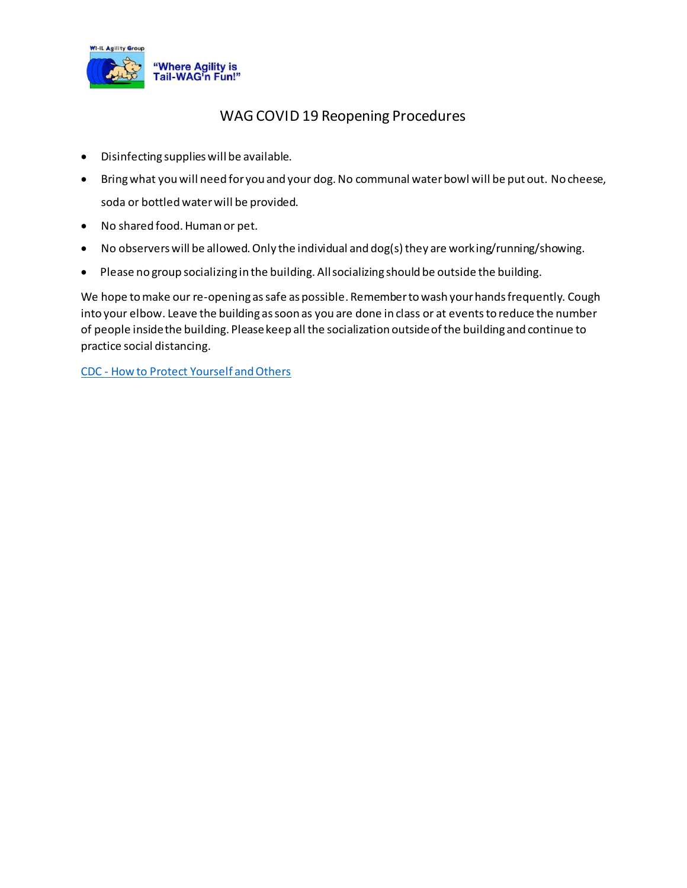WI-IL Agility Group

"Where Agility is Tail-WAG'n Fun!"

# WAG COVID 19 Reopening Procedures

- Disinfecting supplies will be available.
- Bring what you will need for you and your dog. No communal water bowl will be put out. No cheese, soda or bottled water will be provided.
- No shared food. Human or pet.
- No observers will be allowed. Only the individual and dog(s) they are working/running/showing.
- Please no group socializing in the building. All socializing should be outside the building.

We hope to make our re-opening as safe as possible. Remember to wash your hands frequently. Cough into your elbow. Leave the building as soon as you are done in class or at events to reduce the number of people inside the building. Please keep all the socialization outside of the building and continue to practice social distancing.

CDC - How to Protect Yourself and Others